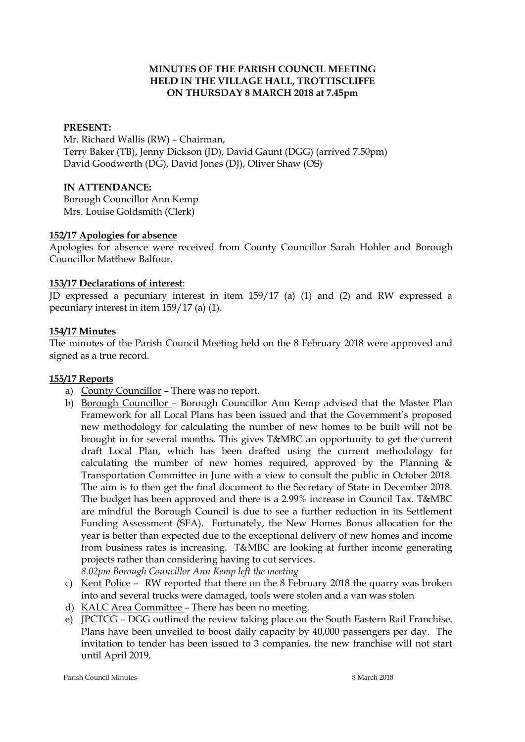# MINUTES OF THE PARISH COUNCIL MEETING HELD IN THE VILLAGE HALL, TROTTISCLIFFE ON THURSDAY 8 MARCH 2018 at 7.45pm

**PRESENT:**

Mr. Richard Wallis (RW) – Chairman,
Terry Baker (TB), Jenny Dickson (JD), David Gaunt (DGG) (arrived 7.50pm)
David Goodworth (DG), David Jones (DJ), Oliver Shaw (OS)

**IN ATTENDANCE:**

Borough Councillor Ann Kemp
Mrs. Louise Goldsmith (Clerk)

**152/17 Apologies for absence**

Apologies for absence were received from County Councillor Sarah Hohler and Borough Councillor Matthew Balfour.

**153/17 Declarations of interest**:

JD expressed a pecuniary interest in item 159/17 (a) (1) and (2) and RW expressed a pecuniary interest in item 159/17 (a) (1).

**154/17 Minutes**

The minutes of the Parish Council Meeting held on the 8 February 2018 were approved and signed as a true record.

**155/17 Reports**

a) County Councillor – There was no report.
b) Borough Councillor – Borough Councillor Ann Kemp advised that the Master Plan Framework for all Local Plans has been issued and that the Government's proposed new methodology for calculating the number of new homes to be built will not be brought in for several months. This gives T&MBC an opportunity to get the current draft Local Plan, which has been drafted using the current methodology for calculating the number of new homes required, approved by the Planning & Transportation Committee in June with a view to consult the public in October 2018. The aim is to then get the final document to the Secretary of State in December 2018. The budget has been approved and there is a 2.99% increase in Council Tax. T&MBC are mindful the Borough Council is due to see a further reduction in its Settlement Funding Assessment (SFA). Fortunately, the New Homes Bonus allocation for the year is better than expected due to the exceptional delivery of new homes and income from business rates is increasing. T&MBC are looking at further income generating projects rather than considering having to cut services.
*8.02pm Borough Councillor Ann Kemp left the meeting*
c) Kent Police – RW reported that there on the 8 February 2018 the quarry was broken into and several trucks were damaged, tools were stolen and a van was stolen
d) KALC Area Committee – There has been no meeting.
e) JPCTCG – DGG outlined the review taking place on the South Eastern Rail Franchise. Plans have been unveiled to boost daily capacity by 40,000 passengers per day. The invitation to tender has been issued to 3 companies, the new franchise will not start until April 2019.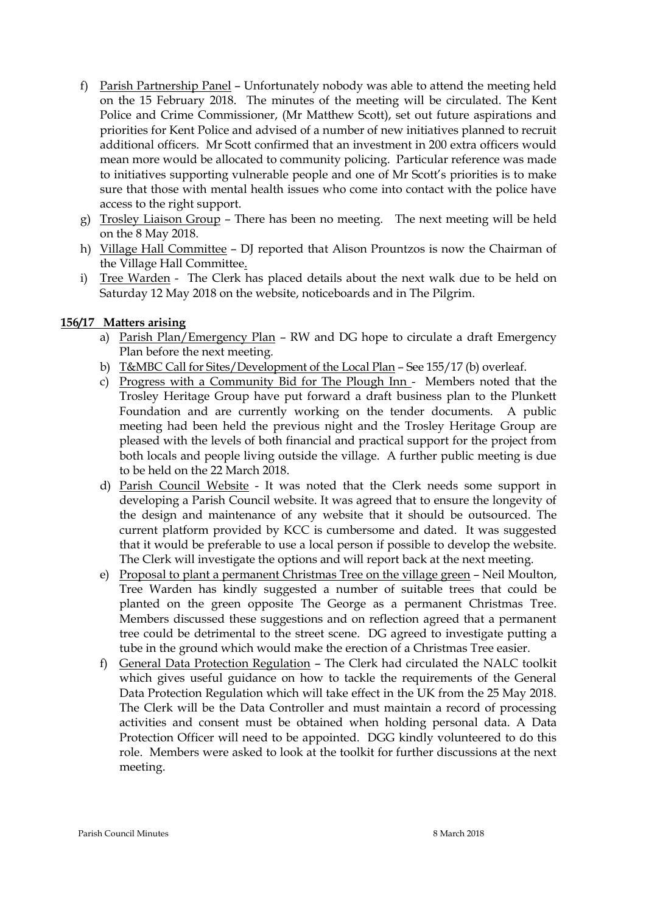f) Parish Partnership Panel – Unfortunately nobody was able to attend the meeting held on the 15 February 2018. The minutes of the meeting will be circulated. The Kent Police and Crime Commissioner, (Mr Matthew Scott), set out future aspirations and priorities for Kent Police and advised of a number of new initiatives planned to recruit additional officers. Mr Scott confirmed that an investment in 200 extra officers would mean more would be allocated to community policing. Particular reference was made to initiatives supporting vulnerable people and one of Mr Scott's priorities is to make sure that those with mental health issues who come into contact with the police have access to the right support.

g) Trosley Liaison Group – There has been no meeting. The next meeting will be held on the 8 May 2018.

h) Village Hall Committee – DJ reported that Alison Prountzos is now the Chairman of the Village Hall Committee.

i) Tree Warden - The Clerk has placed details about the next walk due to be held on Saturday 12 May 2018 on the website, noticeboards and in The Pilgrim.

**156/17 Matters arising**

a) Parish Plan/Emergency Plan – RW and DG hope to circulate a draft Emergency Plan before the next meeting.

b) T&MBC Call for Sites/Development of the Local Plan – See 155/17 (b) overleaf.

c) Progress with a Community Bid for The Plough Inn - Members noted that the Trosley Heritage Group have put forward a draft business plan to the Plunkett Foundation and are currently working on the tender documents. A public meeting had been held the previous night and the Trosley Heritage Group are pleased with the levels of both financial and practical support for the project from both locals and people living outside the village. A further public meeting is due to be held on the 22 March 2018.

d) Parish Council Website - It was noted that the Clerk needs some support in developing a Parish Council website. It was agreed that to ensure the longevity of the design and maintenance of any website that it should be outsourced. The current platform provided by KCC is cumbersome and dated. It was suggested that it would be preferable to use a local person if possible to develop the website. The Clerk will investigate the options and will report back at the next meeting.

e) Proposal to plant a permanent Christmas Tree on the village green – Neil Moulton, Tree Warden has kindly suggested a number of suitable trees that could be planted on the green opposite The George as a permanent Christmas Tree. Members discussed these suggestions and on reflection agreed that a permanent tree could be detrimental to the street scene. DG agreed to investigate putting a tube in the ground which would make the erection of a Christmas Tree easier.

f) General Data Protection Regulation – The Clerk had circulated the NALC toolkit which gives useful guidance on how to tackle the requirements of the General Data Protection Regulation which will take effect in the UK from the 25 May 2018. The Clerk will be the Data Controller and must maintain a record of processing activities and consent must be obtained when holding personal data. A Data Protection Officer will need to be appointed. DGG kindly volunteered to do this role. Members were asked to look at the toolkit for further discussions at the next meeting.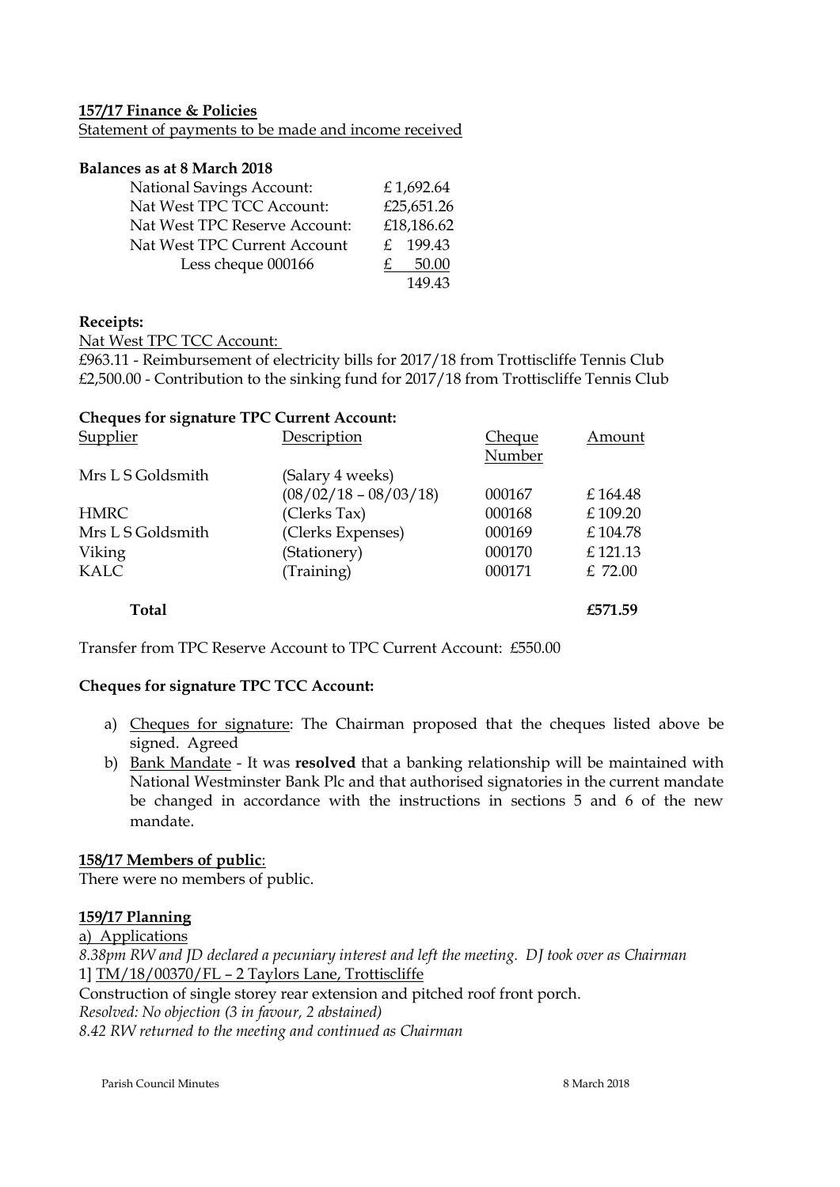**157/17 Finance & Policies**

Statement of payments to be made and income received

**Balances as at 8 March 2018**

| | |
|---|---|
| National Savings Account: | £ 1,692.64 |
| Nat West TPC TCC Account: | £25,651.26 |
| Nat West TPC Reserve Account: | £18,186.62 |
| Nat West TPC Current Account | £ 199.43 |
| Less cheque 000166 | £ 50.00 |
| | 149.43 |

**Receipts:**

Nat West TPC TCC Account:

£963.11 - Reimbursement of electricity bills for 2017/18 from Trottiscliffe Tennis Club
£2,500.00 - Contribution to the sinking fund for 2017/18 from Trottiscliffe Tennis Club

**Cheques for signature TPC Current Account:**

| Supplier | Description | Cheque Number | Amount |
|---|---|---|---|
| Mrs L S Goldsmith | (Salary 4 weeks) (08/02/18 – 08/03/18) | 000167 | £ 164.48 |
| HMRC | (Clerks Tax) | 000168 | £ 109.20 |
| Mrs L S Goldsmith | (Clerks Expenses) | 000169 | £ 104.78 |
| Viking | (Stationery) | 000170 | £ 121.13 |
| KALC | (Training) | 000171 | £ 72.00 |
| **Total** | | | **£571.59** |

Transfer from TPC Reserve Account to TPC Current Account: £550.00

**Cheques for signature TPC TCC Account:**

a) Cheques for signature: The Chairman proposed that the cheques listed above be signed. Agreed
b) Bank Mandate - It was **resolved** that a banking relationship will be maintained with National Westminster Bank Plc and that authorised signatories in the current mandate be changed in accordance with the instructions in sections 5 and 6 of the new mandate.

**158/17 Members of public**:

There were no members of public.

**159/17 Planning**

a) Applications

*8.38pm RW and JD declared a pecuniary interest and left the meeting. DJ took over as Chairman*

1] TM/18/00370/FL – 2 Taylors Lane, Trottiscliffe

Construction of single storey rear extension and pitched roof front porch.

*Resolved: No objection (3 in favour, 2 abstained)*

*8.42 RW returned to the meeting and continued as Chairman*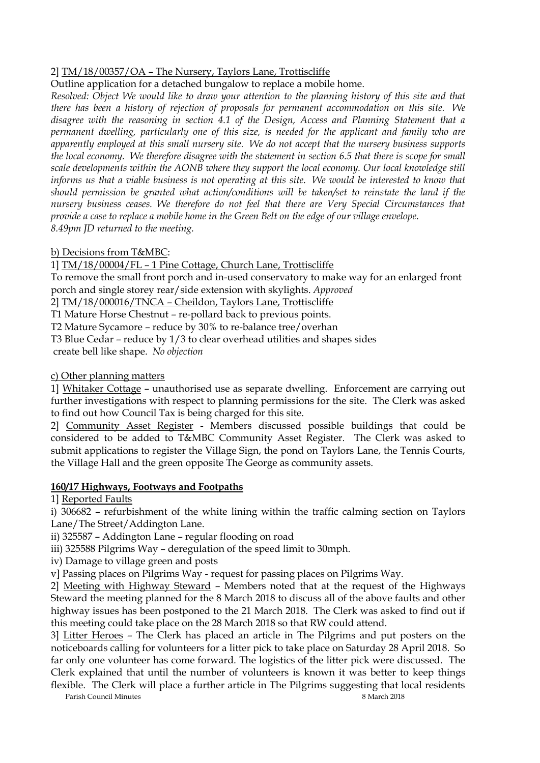2] TM/18/00357/OA – The Nursery, Taylors Lane, Trottiscliffe

Outline application for a detached bungalow to replace a mobile home.

*Resolved: Object We would like to draw your attention to the planning history of this site and that there has been a history of rejection of proposals for permanent accommodation on this site. We disagree with the reasoning in section 4.1 of the Design, Access and Planning Statement that a permanent dwelling, particularly one of this size, is needed for the applicant and family who are apparently employed at this small nursery site. We do not accept that the nursery business supports the local economy. We therefore disagree with the statement in section 6.5 that there is scope for small scale developments within the AONB where they support the local economy. Our local knowledge still informs us that a viable business is not operating at this site. We would be interested to know that should permission be granted what action/conditions will be taken/set to reinstate the land if the nursery business ceases. We therefore do not feel that there are Very Special Circumstances that provide a case to replace a mobile home in the Green Belt on the edge of our village envelope.*

*8.49pm JD returned to the meeting.*

b) Decisions from T&MBC:

1] TM/18/00004/FL – 1 Pine Cottage, Church Lane, Trottiscliffe

To remove the small front porch and in-used conservatory to make way for an enlarged front porch and single storey rear/side extension with skylights. *Approved*

2] TM/18/000016/TNCA – Cheildon, Taylors Lane, Trottiscliffe

T1 Mature Horse Chestnut – re-pollard back to previous points.

T2 Mature Sycamore – reduce by 30% to re-balance tree/overhan

T3 Blue Cedar – reduce by 1/3 to clear overhead utilities and shapes sides

create bell like shape. *No objection*

c) Other planning matters

1] Whitaker Cottage – unauthorised use as separate dwelling. Enforcement are carrying out further investigations with respect to planning permissions for the site. The Clerk was asked to find out how Council Tax is being charged for this site.

2] Community Asset Register - Members discussed possible buildings that could be considered to be added to T&MBC Community Asset Register. The Clerk was asked to submit applications to register the Village Sign, the pond on Taylors Lane, the Tennis Courts, the Village Hall and the green opposite The George as community assets.

**160/17 Highways, Footways and Footpaths**

1] Reported Faults

i) 306682 – refurbishment of the white lining within the traffic calming section on Taylors Lane/The Street/Addington Lane.

ii) 325587 – Addington Lane – regular flooding on road

iii) 325588 Pilgrims Way – deregulation of the speed limit to 30mph.

iv) Damage to village green and posts

v] Passing places on Pilgrims Way - request for passing places on Pilgrims Way.

2] Meeting with Highway Steward – Members noted that at the request of the Highways Steward the meeting planned for the 8 March 2018 to discuss all of the above faults and other highway issues has been postponed to the 21 March 2018. The Clerk was asked to find out if this meeting could take place on the 28 March 2018 so that RW could attend.

3] Litter Heroes – The Clerk has placed an article in The Pilgrims and put posters on the noticeboards calling for volunteers for a litter pick to take place on Saturday 28 April 2018. So far only one volunteer has come forward. The logistics of the litter pick were discussed. The Clerk explained that until the number of volunteers is known it was better to keep things flexible. The Clerk will place a further article in The Pilgrims suggesting that local residents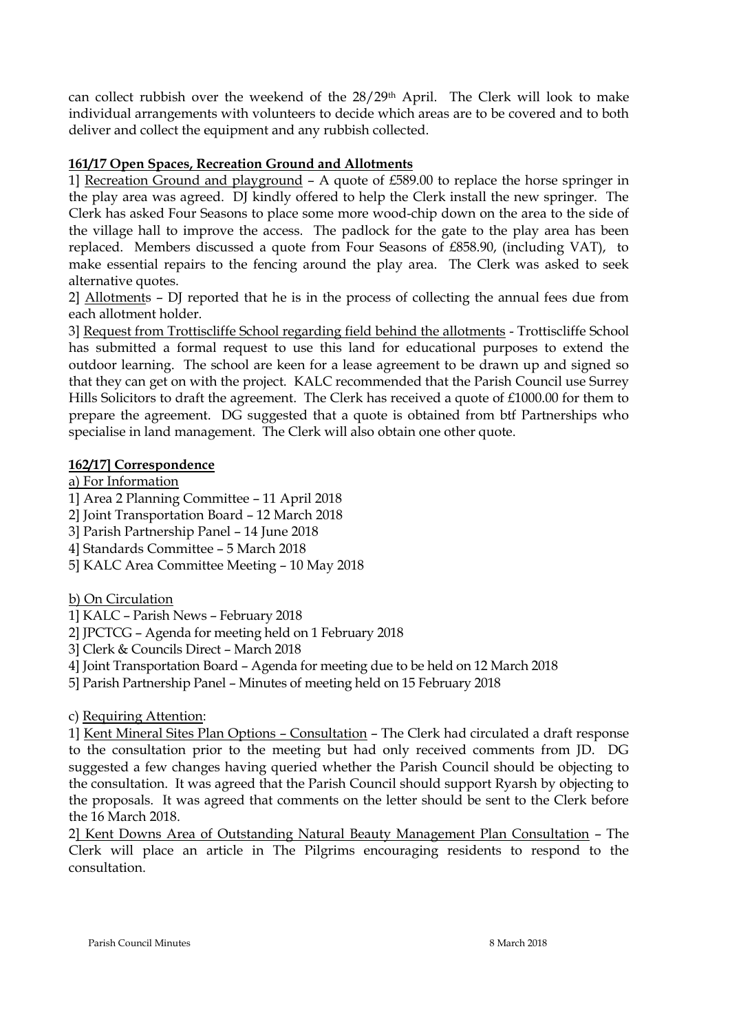can collect rubbish over the weekend of the 28/29th April. The Clerk will look to make individual arrangements with volunteers to decide which areas are to be covered and to both deliver and collect the equipment and any rubbish collected.

**161/17 Open Spaces, Recreation Ground and Allotments**

1] Recreation Ground and playground – A quote of £589.00 to replace the horse springer in the play area was agreed. DJ kindly offered to help the Clerk install the new springer. The Clerk has asked Four Seasons to place some more wood-chip down on the area to the side of the village hall to improve the access. The padlock for the gate to the play area has been replaced. Members discussed a quote from Four Seasons of £858.90, (including VAT), to make essential repairs to the fencing around the play area. The Clerk was asked to seek alternative quotes.

2] Allotments – DJ reported that he is in the process of collecting the annual fees due from each allotment holder.

3] Request from Trottiscliffe School regarding field behind the allotments - Trottiscliffe School has submitted a formal request to use this land for educational purposes to extend the outdoor learning. The school are keen for a lease agreement to be drawn up and signed so that they can get on with the project. KALC recommended that the Parish Council use Surrey Hills Solicitors to draft the agreement. The Clerk has received a quote of £1000.00 for them to prepare the agreement. DG suggested that a quote is obtained from btf Partnerships who specialise in land management. The Clerk will also obtain one other quote.

**162/17] Correspondence**

a) For Information

1] Area 2 Planning Committee – 11 April 2018
2] Joint Transportation Board – 12 March 2018
3] Parish Partnership Panel – 14 June 2018
4] Standards Committee – 5 March 2018
5] KALC Area Committee Meeting – 10 May 2018

b) On Circulation

1] KALC – Parish News – February 2018
2] JPCTCG – Agenda for meeting held on 1 February 2018
3] Clerk & Councils Direct – March 2018
4] Joint Transportation Board – Agenda for meeting due to be held on 12 March 2018
5] Parish Partnership Panel – Minutes of meeting held on 15 February 2018

c) Requiring Attention:

1] Kent Mineral Sites Plan Options – Consultation – The Clerk had circulated a draft response to the consultation prior to the meeting but had only received comments from JD. DG suggested a few changes having queried whether the Parish Council should be objecting to the consultation. It was agreed that the Parish Council should support Ryarsh by objecting to the proposals. It was agreed that comments on the letter should be sent to the Clerk before the 16 March 2018.

2] Kent Downs Area of Outstanding Natural Beauty Management Plan Consultation – The Clerk will place an article in The Pilgrims encouraging residents to respond to the consultation.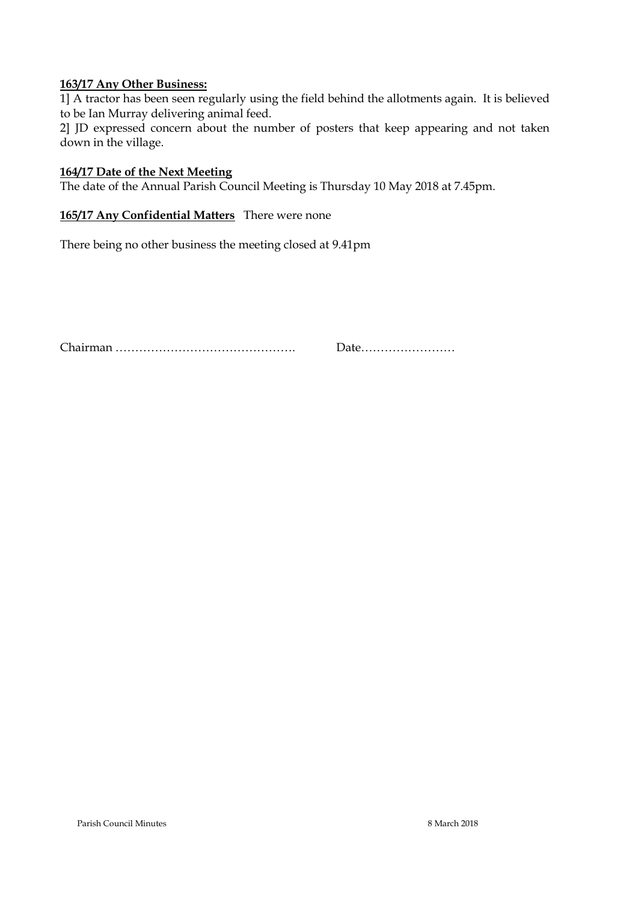**163/17 Any Other Business:**

1] A tractor has been seen regularly using the field behind the allotments again. It is believed to be Ian Murray delivering animal feed.

2] JD expressed concern about the number of posters that keep appearing and not taken down in the village.

**164/17 Date of the Next Meeting**

The date of the Annual Parish Council Meeting is Thursday 10 May 2018 at 7.45pm.

**165/17 Any Confidential Matters** There were none

There being no other business the meeting closed at 9.41pm

Chairman ………………………………………. Date……………………